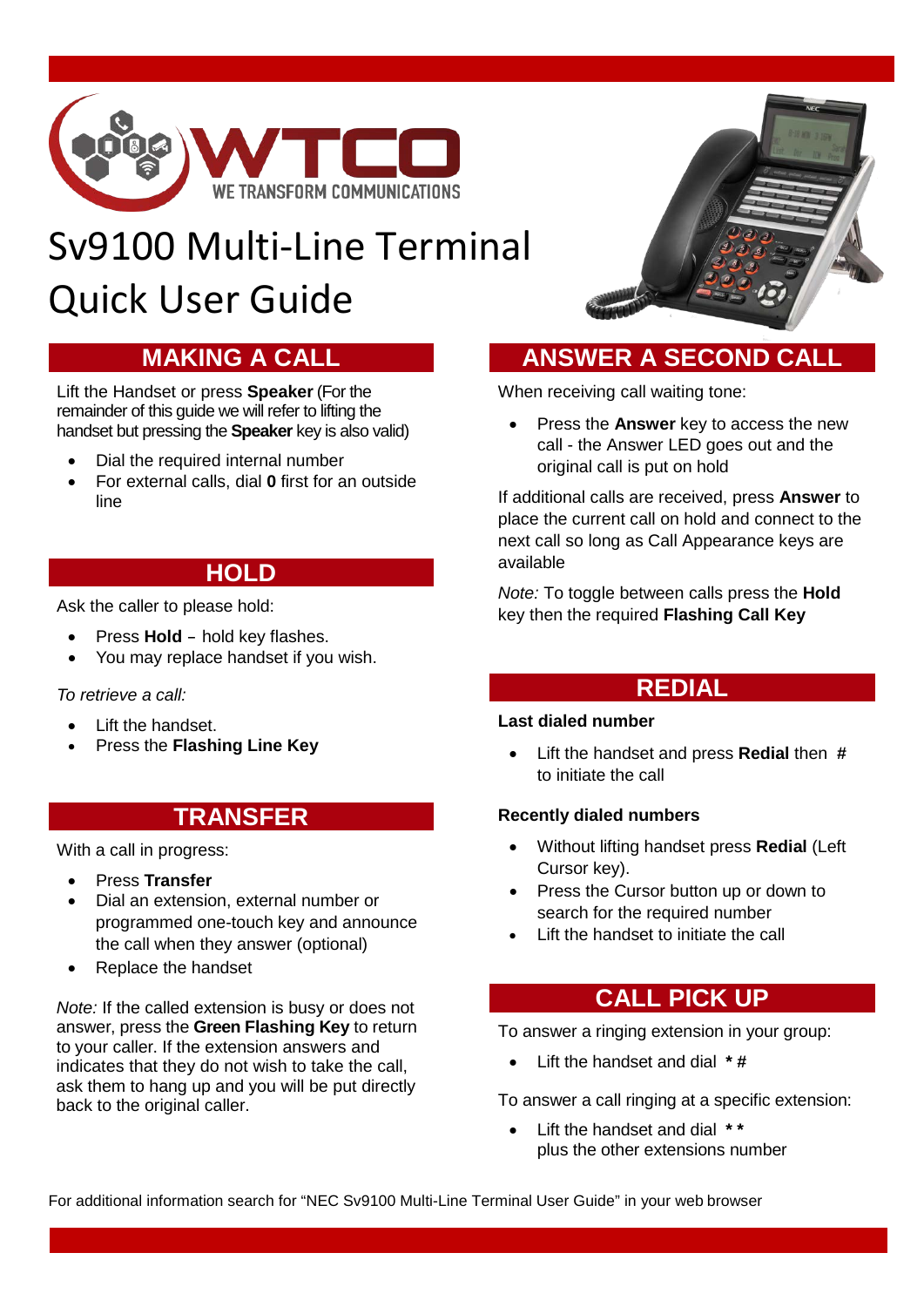WTCO

WE TRANSFORM COMMUNICATIONS

# Sv9100 Multi-Line Terminal Quick User Guide

## MAKING A CALL

Lift the Handset or press **Speaker** (For the remainder of this guide we will refer to lifting the handset but pressing the **Speaker** key is also valid)

- Dial the required internal number
- For external calls, dial **0** first for an outside line

## HOLD

Ask the caller to please hold:

- Press **Hold** – hold key flashes.
- You may replace handset if you wish.

*To retrieve a call:*

- Lift the handset.
- Press the **Flashing Line Key**

## TRANSFER

With a call in progress:

- Press **Transfer**
- Dial an extension, external number or programmed one-touch key and announce the call when they answer (optional)
- Replace the handset

*Note:* If the called extension is busy or does not answer, press the **Green Flashing Key** to return to your caller. If the extension answers and indicates that they do not wish to take the call, ask them to hang up and you will be put directly back to the original caller.

## ANSWER A SECOND CALL

When receiving call waiting tone:

- Press the **Answer** key to access the new call - the Answer LED goes out and the original call is put on hold

If additional calls are received, press **Answer** to place the current call on hold and connect to the next call so long as Call Appearance keys are available

*Note:* To toggle between calls press the **Hold** key then the required **Flashing Call Key**

## REDIAL

**Last dialed number**

- Lift the handset and press **Redial** then **#** to initiate the call

**Recently dialed numbers**

- Without lifting handset press **Redial** (Left Cursor key).
- Press the Cursor button up or down to search for the required number
- Lift the handset to initiate the call

## CALL PICK UP

To answer a ringing extension in your group:

- Lift the handset and dial **\* #**

To answer a call ringing at a specific extension:

- Lift the handset and dial **\* \*** plus the other extensions number

For additional information search for "NEC Sv9100 Multi-Line Terminal User Guide" in your web browser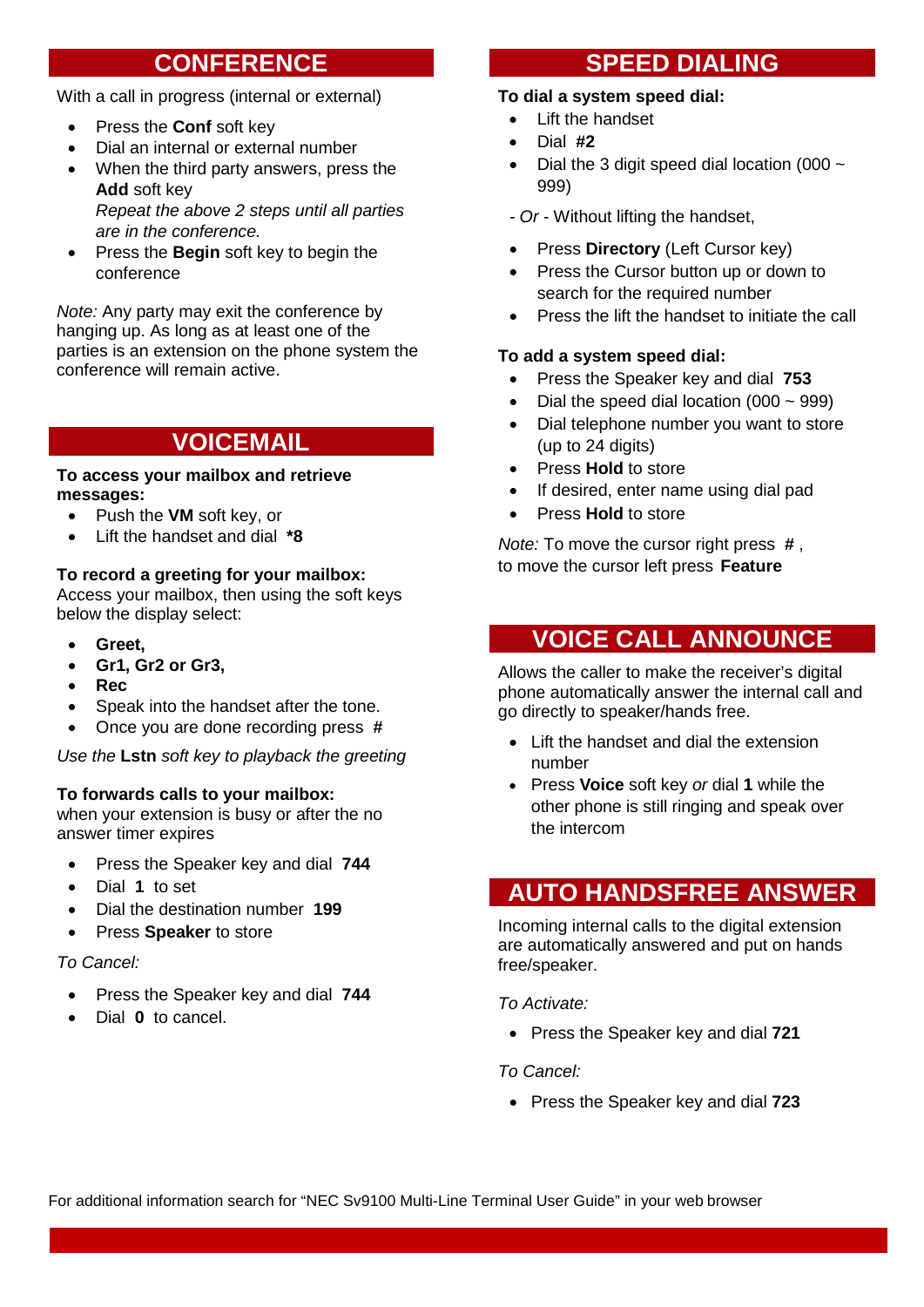## CONFERENCE

With a call in progress (internal or external)

- Press the **Conf** soft key
- Dial an internal or external number
- When the third party answers, press the **Add** soft key
  *Repeat the above 2 steps until all parties are in the conference.*
- Press the **Begin** soft key to begin the conference

*Note:* Any party may exit the conference by hanging up. As long as at least one of the parties is an extension on the phone system the conference will remain active.

## VOICEMAIL

**To access your mailbox and retrieve messages:**

- Push the **VM** soft key, or
- Lift the handset and dial **\*8**

**To record a greeting for your mailbox:**
Access your mailbox, then using the soft keys below the display select:

- **Greet,**
- **Gr1, Gr2 or Gr3,**
- **Rec**
- Speak into the handset after the tone.
- Once you are done recording press **#**

*Use the* **Lstn** *soft key to playback the greeting*

**To forwards calls to your mailbox:**
when your extension is busy or after the no answer timer expires

- Press the Speaker key and dial **744**
- Dial **1** to set
- Dial the destination number **199**
- Press **Speaker** to store

*To Cancel:*

- Press the Speaker key and dial **744**
- Dial **0** to cancel.

## SPEED DIALING

**To dial a system speed dial:**

- Lift the handset
- Dial **#2**
- Dial the 3 digit speed dial location (000 ~ 999)

\- *Or* - Without lifting the handset,

- Press **Directory** (Left Cursor key)
- Press the Cursor button up or down to search for the required number
- Press the lift the handset to initiate the call

**To add a system speed dial:**

- Press the Speaker key and dial **753**
- Dial the speed dial location (000 ~ 999)
- Dial telephone number you want to store (up to 24 digits)
- Press **Hold** to store
- If desired, enter name using dial pad
- Press **Hold** to store

*Note:* To move the cursor right press **#** , to move the cursor left press **Feature**

## VOICE CALL ANNOUNCE

Allows the caller to make the receiver's digital phone automatically answer the internal call and go directly to speaker/hands free.

- Lift the handset and dial the extension number
- Press **Voice** soft key *or* dial **1** while the other phone is still ringing and speak over the intercom

## AUTO HANDSFREE ANSWER

Incoming internal calls to the digital extension are automatically answered and put on hands free/speaker.

*To Activate:*

- Press the Speaker key and dial **721**

*To Cancel:*

- Press the Speaker key and dial **723**

For additional information search for "NEC Sv9100 Multi-Line Terminal User Guide" in your web browser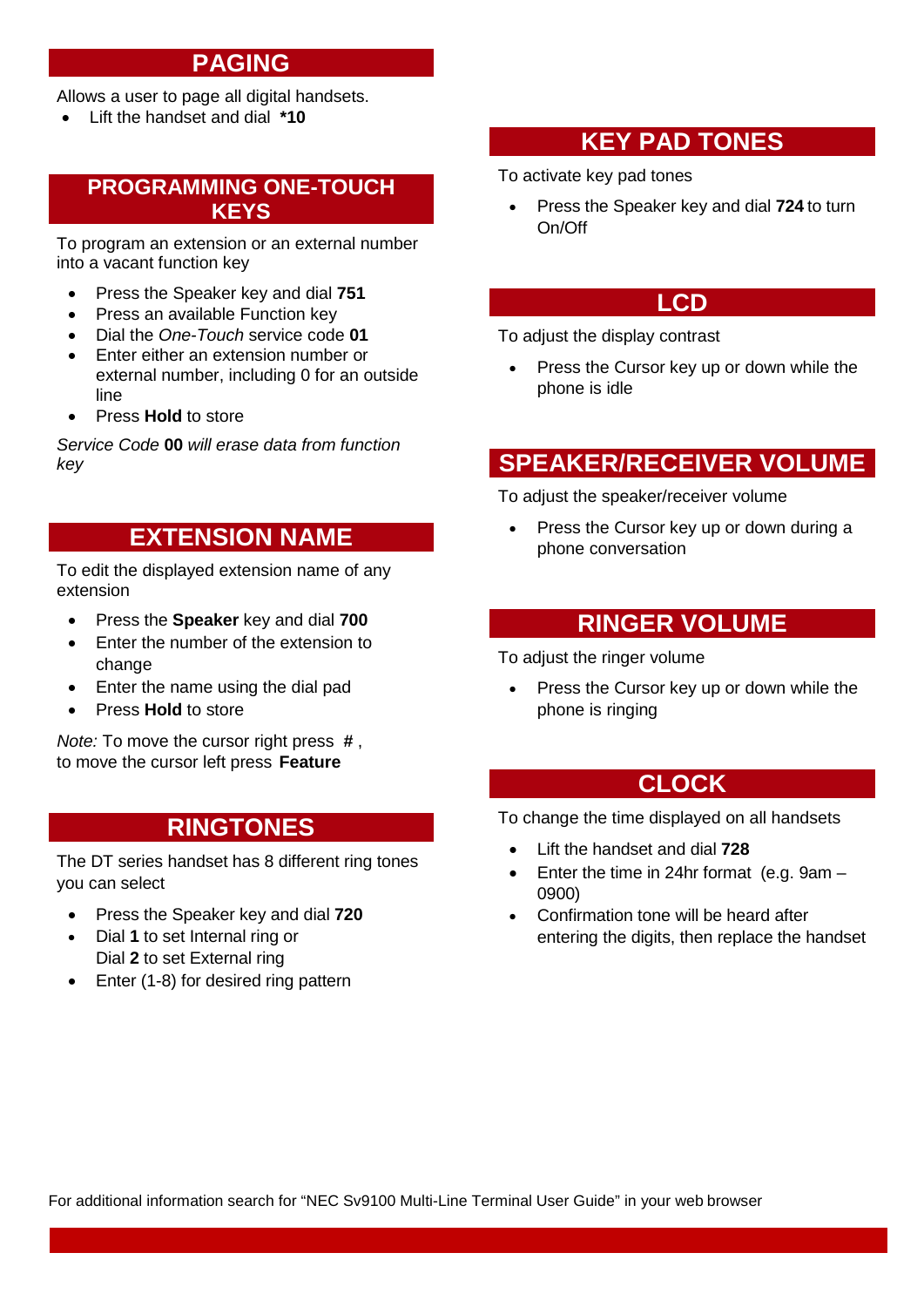## PAGING

Allows a user to page all digital handsets.

- Lift the handset and dial **\*10**

## PROGRAMMING ONE-TOUCH KEYS

To program an extension or an external number into a vacant function key

- Press the Speaker key and dial **751**
- Press an available Function key
- Dial the *One-Touch* service code **01**
- Enter either an extension number or external number, including 0 for an outside line
- Press **Hold** to store

*Service Code* **00** *will erase data from function key*

## EXTENSION NAME

To edit the displayed extension name of any extension

- Press the **Speaker** key and dial **700**
- Enter the number of the extension to change
- Enter the name using the dial pad
- Press **Hold** to store

*Note:* To move the cursor right press **#** ,
to move the cursor left press **Feature**

## RINGTONES

The DT series handset has 8 different ring tones you can select

- Press the Speaker key and dial **720**
- Dial **1** to set Internal ring or
  Dial **2** to set External ring
- Enter (1-8) for desired ring pattern

## KEY PAD TONES

To activate key pad tones

- Press the Speaker key and dial **724** to turn On/Off

## LCD

To adjust the display contrast

- Press the Cursor key up or down while the phone is idle

## SPEAKER/RECEIVER VOLUME

To adjust the speaker/receiver volume

- Press the Cursor key up or down during a phone conversation

## RINGER VOLUME

To adjust the ringer volume

- Press the Cursor key up or down while the phone is ringing

## CLOCK

To change the time displayed on all handsets

- Lift the handset and dial **728**
- Enter the time in 24hr format (e.g. 9am – 0900)
- Confirmation tone will be heard after entering the digits, then replace the handset

For additional information search for “NEC Sv9100 Multi-Line Terminal User Guide” in your web browser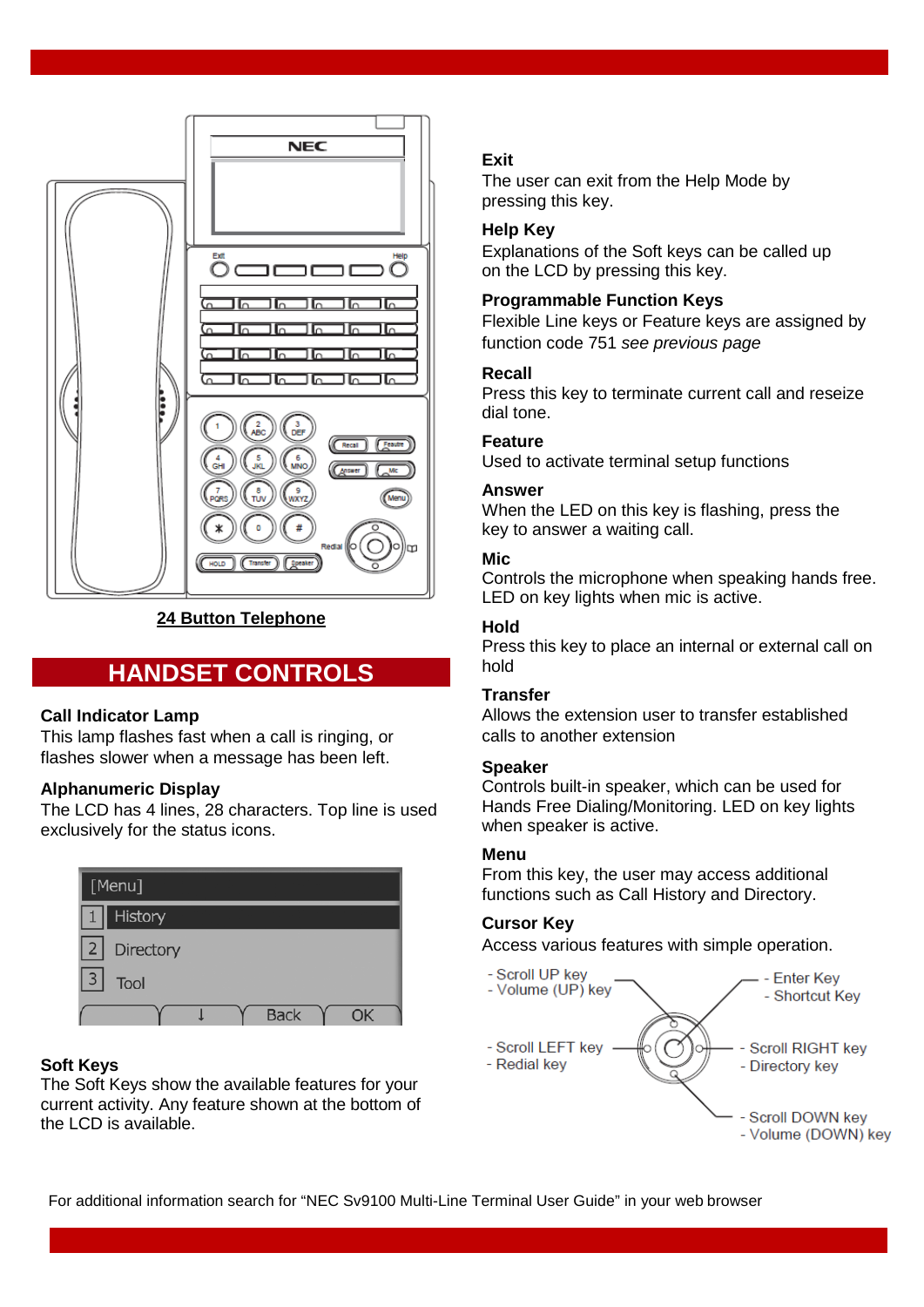24 Button Telephone

## HANDSET CONTROLS

**Call Indicator Lamp**
This lamp flashes fast when a call is ringing, or flashes slower when a message has been left.

**Alphanumeric Display**
The LCD has 4 lines, 28 characters. Top line is used exclusively for the status icons.

[Menu]
1 History
2 Directory
3 Tool
↓ Back OK

**Soft Keys**
The Soft Keys show the available features for your current activity. Any feature shown at the bottom of the LCD is available.

**Exit**
The user can exit from the Help Mode by pressing this key.

**Help Key**
Explanations of the Soft keys can be called up on the LCD by pressing this key.

**Programmable Function Keys**
Flexible Line keys or Feature keys are assigned by function code 751 *see previous page*

**Recall**
Press this key to terminate current call and reseize dial tone.

**Feature**
Used to activate terminal setup functions

**Answer**
When the LED on this key is flashing, press the key to answer a waiting call.

**Mic**
Controls the microphone when speaking hands free. LED on key lights when mic is active.

**Hold**
Press this key to place an internal or external call on hold

**Transfer**
Allows the extension user to transfer established calls to another extension

**Speaker**
Controls built-in speaker, which can be used for Hands Free Dialing/Monitoring. LED on key lights when speaker is active.

**Menu**
From this key, the user may access additional functions such as Call History and Directory.

**Cursor Key**
Access various features with simple operation.

- Scroll UP key
- Volume (UP) key

- Enter Key
- Shortcut Key

- Scroll LEFT key
- Redial key

- Scroll RIGHT key
- Directory key

- Scroll DOWN key
- Volume (DOWN) key

For additional information search for "NEC Sv9100 Multi-Line Terminal User Guide" in your web browser